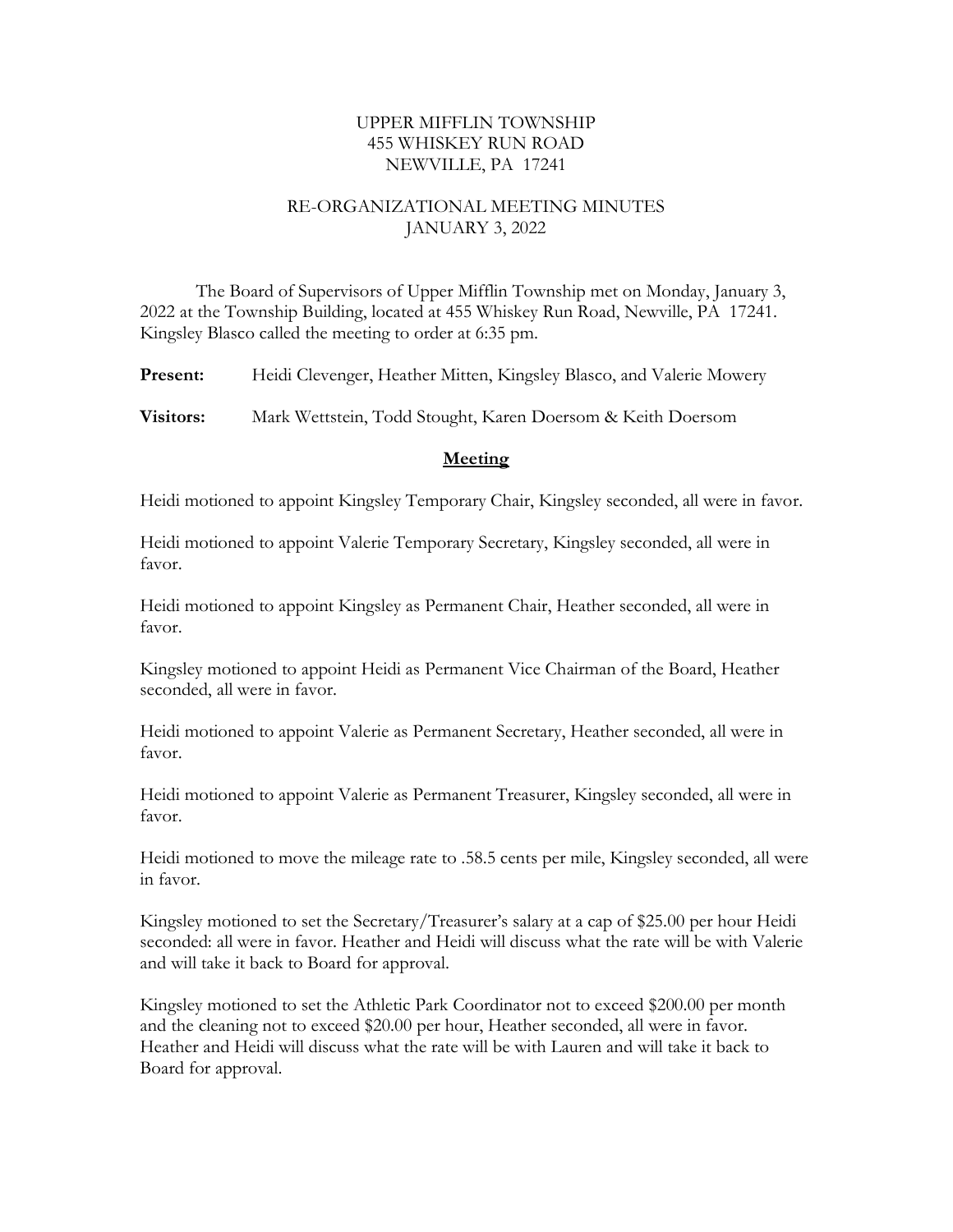UPPER MIFFLIN TOWNSHIP
455 WHISKEY RUN ROAD
NEWVILLE, PA 17241

RE-ORGANIZATIONAL MEETING MINUTES
JANUARY 3, 2022

The Board of Supervisors of Upper Mifflin Township met on Monday, January 3, 2022 at the Township Building, located at 455 Whiskey Run Road, Newville, PA 17241. Kingsley Blasco called the meeting to order at 6:35 pm.

**Present:** Heidi Clevenger, Heather Mitten, Kingsley Blasco, and Valerie Mowery

**Visitors:** Mark Wettstein, Todd Stought, Karen Doersom & Keith Doersom

## **Meeting**

Heidi motioned to appoint Kingsley Temporary Chair, Kingsley seconded, all were in favor.

Heidi motioned to appoint Valerie Temporary Secretary, Kingsley seconded, all were in favor.

Heidi motioned to appoint Kingsley as Permanent Chair, Heather seconded, all were in favor.

Kingsley motioned to appoint Heidi as Permanent Vice Chairman of the Board, Heather seconded, all were in favor.

Heidi motioned to appoint Valerie as Permanent Secretary, Heather seconded, all were in favor.

Heidi motioned to appoint Valerie as Permanent Treasurer, Kingsley seconded, all were in favor.

Heidi motioned to move the mileage rate to .58.5 cents per mile, Kingsley seconded, all were in favor.

Kingsley motioned to set the Secretary/Treasurer's salary at a cap of $25.00 per hour Heidi seconded: all were in favor. Heather and Heidi will discuss what the rate will be with Valerie and will take it back to Board for approval.

Kingsley motioned to set the Athletic Park Coordinator not to exceed $200.00 per month and the cleaning not to exceed $20.00 per hour, Heather seconded, all were in favor. Heather and Heidi will discuss what the rate will be with Lauren and will take it back to Board for approval.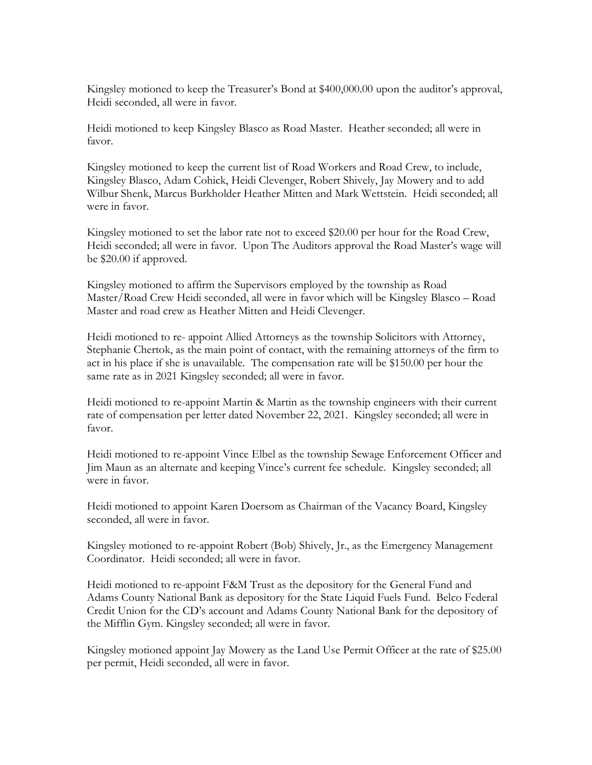Kingsley motioned to keep the Treasurer's Bond at $400,000.00 upon the auditor's approval, Heidi seconded, all were in favor.

Heidi motioned to keep Kingsley Blasco as Road Master. Heather seconded; all were in favor.

Kingsley motioned to keep the current list of Road Workers and Road Crew, to include, Kingsley Blasco, Adam Cohick, Heidi Clevenger, Robert Shively, Jay Mowery and to add Wilbur Shenk, Marcus Burkholder Heather Mitten and Mark Wettstein. Heidi seconded; all were in favor.

Kingsley motioned to set the labor rate not to exceed $20.00 per hour for the Road Crew, Heidi seconded; all were in favor. Upon The Auditors approval the Road Master's wage will be $20.00 if approved.

Kingsley motioned to affirm the Supervisors employed by the township as Road Master/Road Crew Heidi seconded, all were in favor which will be Kingsley Blasco – Road Master and road crew as Heather Mitten and Heidi Clevenger.

Heidi motioned to re- appoint Allied Attorneys as the township Solicitors with Attorney, Stephanie Chertok, as the main point of contact, with the remaining attorneys of the firm to act in his place if she is unavailable. The compensation rate will be $150.00 per hour the same rate as in 2021 Kingsley seconded; all were in favor.

Heidi motioned to re-appoint Martin & Martin as the township engineers with their current rate of compensation per letter dated November 22, 2021. Kingsley seconded; all were in favor.

Heidi motioned to re-appoint Vince Elbel as the township Sewage Enforcement Officer and Jim Maun as an alternate and keeping Vince's current fee schedule. Kingsley seconded; all were in favor.

Heidi motioned to appoint Karen Doersom as Chairman of the Vacancy Board, Kingsley seconded, all were in favor.

Kingsley motioned to re-appoint Robert (Bob) Shively, Jr., as the Emergency Management Coordinator. Heidi seconded; all were in favor.

Heidi motioned to re-appoint F&M Trust as the depository for the General Fund and Adams County National Bank as depository for the State Liquid Fuels Fund. Belco Federal Credit Union for the CD's account and Adams County National Bank for the depository of the Mifflin Gym. Kingsley seconded; all were in favor.

Kingsley motioned appoint Jay Mowery as the Land Use Permit Officer at the rate of $25.00 per permit, Heidi seconded, all were in favor.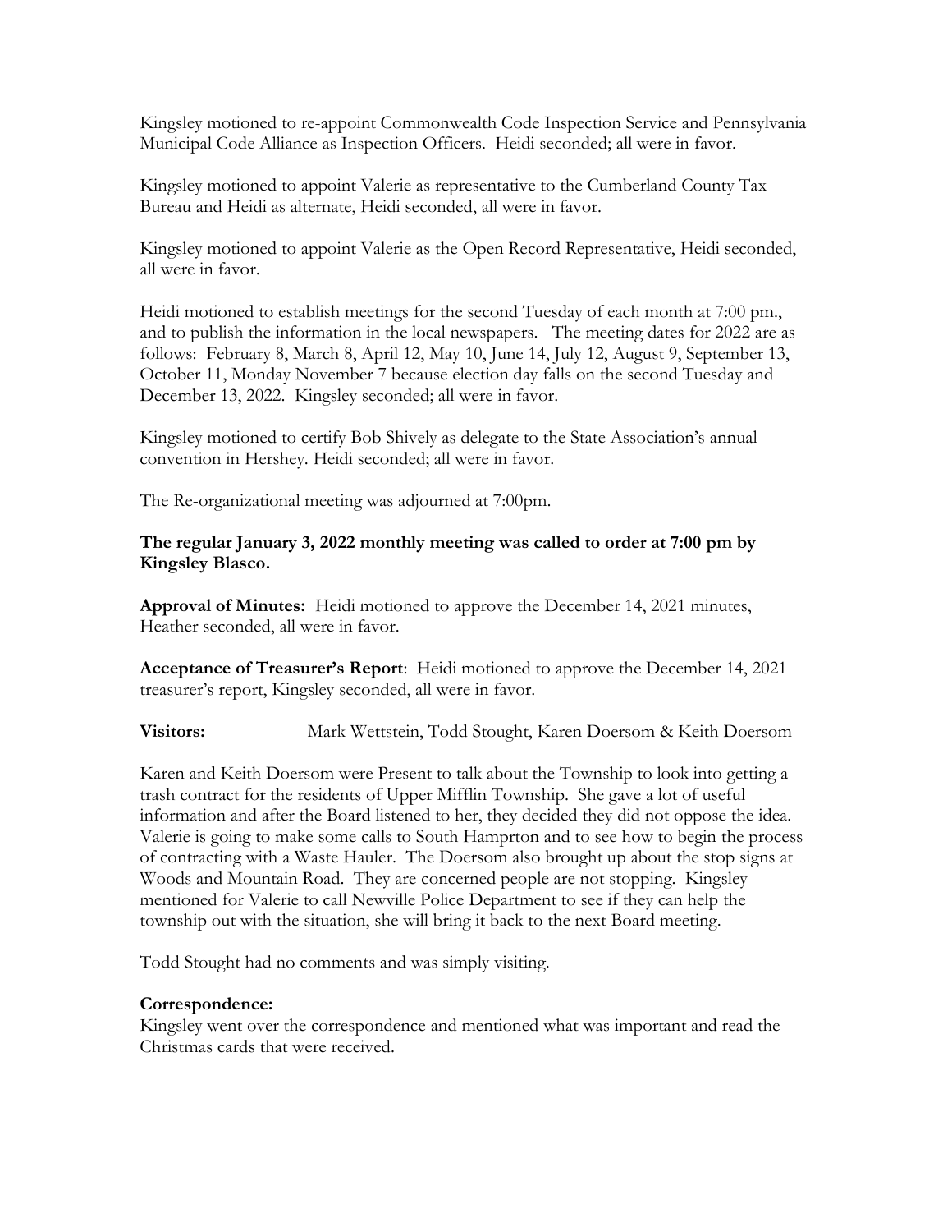Kingsley motioned to re-appoint Commonwealth Code Inspection Service and Pennsylvania Municipal Code Alliance as Inspection Officers. Heidi seconded; all were in favor.

Kingsley motioned to appoint Valerie as representative to the Cumberland County Tax Bureau and Heidi as alternate, Heidi seconded, all were in favor.

Kingsley motioned to appoint Valerie as the Open Record Representative, Heidi seconded, all were in favor.

Heidi motioned to establish meetings for the second Tuesday of each month at 7:00 pm., and to publish the information in the local newspapers. The meeting dates for 2022 are as follows: February 8, March 8, April 12, May 10, June 14, July 12, August 9, September 13, October 11, Monday November 7 because election day falls on the second Tuesday and December 13, 2022. Kingsley seconded; all were in favor.

Kingsley motioned to certify Bob Shively as delegate to the State Association's annual convention in Hershey. Heidi seconded; all were in favor.

The Re-organizational meeting was adjourned at 7:00pm.

**The regular January 3, 2022 monthly meeting was called to order at 7:00 pm by Kingsley Blasco.**

**Approval of Minutes:** Heidi motioned to approve the December 14, 2021 minutes, Heather seconded, all were in favor.

**Acceptance of Treasurer's Report**: Heidi motioned to approve the December 14, 2021 treasurer's report, Kingsley seconded, all were in favor.

**Visitors:** Mark Wettstein, Todd Stought, Karen Doersom & Keith Doersom

Karen and Keith Doersom were Present to talk about the Township to look into getting a trash contract for the residents of Upper Mifflin Township. She gave a lot of useful information and after the Board listened to her, they decided they did not oppose the idea. Valerie is going to make some calls to South Hamprton and to see how to begin the process of contracting with a Waste Hauler. The Doersom also brought up about the stop signs at Woods and Mountain Road. They are concerned people are not stopping. Kingsley mentioned for Valerie to call Newville Police Department to see if they can help the township out with the situation, she will bring it back to the next Board meeting.

Todd Stought had no comments and was simply visiting.

**Correspondence:**

Kingsley went over the correspondence and mentioned what was important and read the Christmas cards that were received.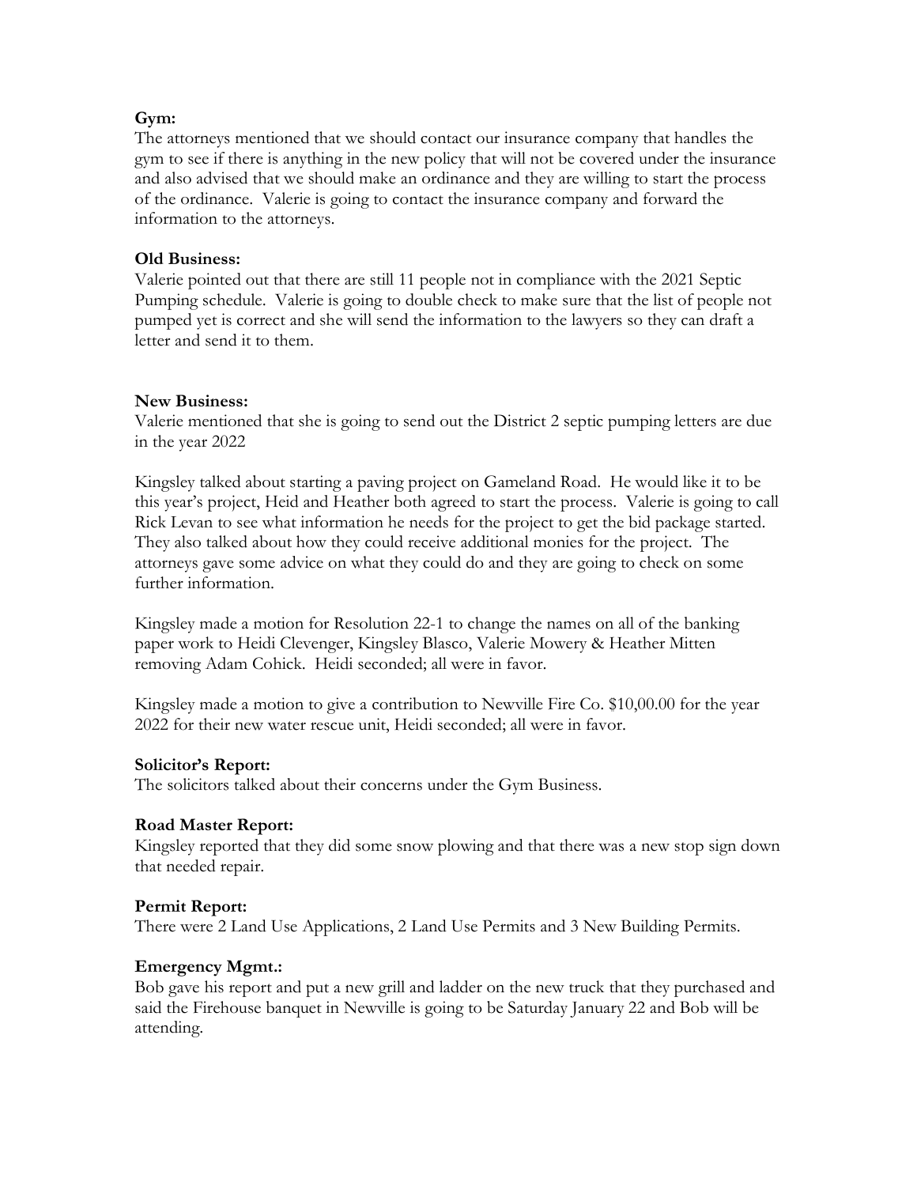**Gym:**
The attorneys mentioned that we should contact our insurance company that handles the gym to see if there is anything in the new policy that will not be covered under the insurance and also advised that we should make an ordinance and they are willing to start the process of the ordinance. Valerie is going to contact the insurance company and forward the information to the attorneys.

**Old Business:**
Valerie pointed out that there are still 11 people not in compliance with the 2021 Septic Pumping schedule. Valerie is going to double check to make sure that the list of people not pumped yet is correct and she will send the information to the lawyers so they can draft a letter and send it to them.

**New Business:**
Valerie mentioned that she is going to send out the District 2 septic pumping letters are due in the year 2022

Kingsley talked about starting a paving project on Gameland Road. He would like it to be this year's project, Heid and Heather both agreed to start the process. Valerie is going to call Rick Levan to see what information he needs for the project to get the bid package started. They also talked about how they could receive additional monies for the project. The attorneys gave some advice on what they could do and they are going to check on some further information.

Kingsley made a motion for Resolution 22-1 to change the names on all of the banking paper work to Heidi Clevenger, Kingsley Blasco, Valerie Mowery & Heather Mitten removing Adam Cohick. Heidi seconded; all were in favor.

Kingsley made a motion to give a contribution to Newville Fire Co. $10,00.00 for the year 2022 for their new water rescue unit, Heidi seconded; all were in favor.

**Solicitor's Report:**
The solicitors talked about their concerns under the Gym Business.

**Road Master Report:**
Kingsley reported that they did some snow plowing and that there was a new stop sign down that needed repair.

**Permit Report:**
There were 2 Land Use Applications, 2 Land Use Permits and 3 New Building Permits.

**Emergency Mgmt.:**
Bob gave his report and put a new grill and ladder on the new truck that they purchased and said the Firehouse banquet in Newville is going to be Saturday January 22 and Bob will be attending.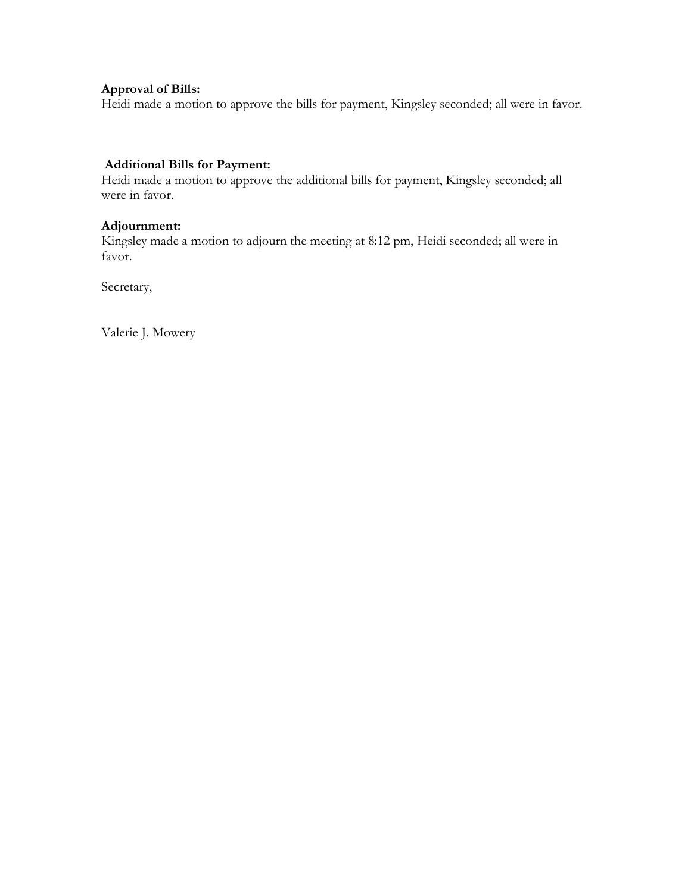**Approval of Bills:**
Heidi made a motion to approve the bills for payment, Kingsley seconded; all were in favor.

**Additional Bills for Payment:**
Heidi made a motion to approve the additional bills for payment, Kingsley seconded; all were in favor.

**Adjournment:**
Kingsley made a motion to adjourn the meeting at 8:12 pm, Heidi seconded; all were in favor.

Secretary,

Valerie J. Mowery